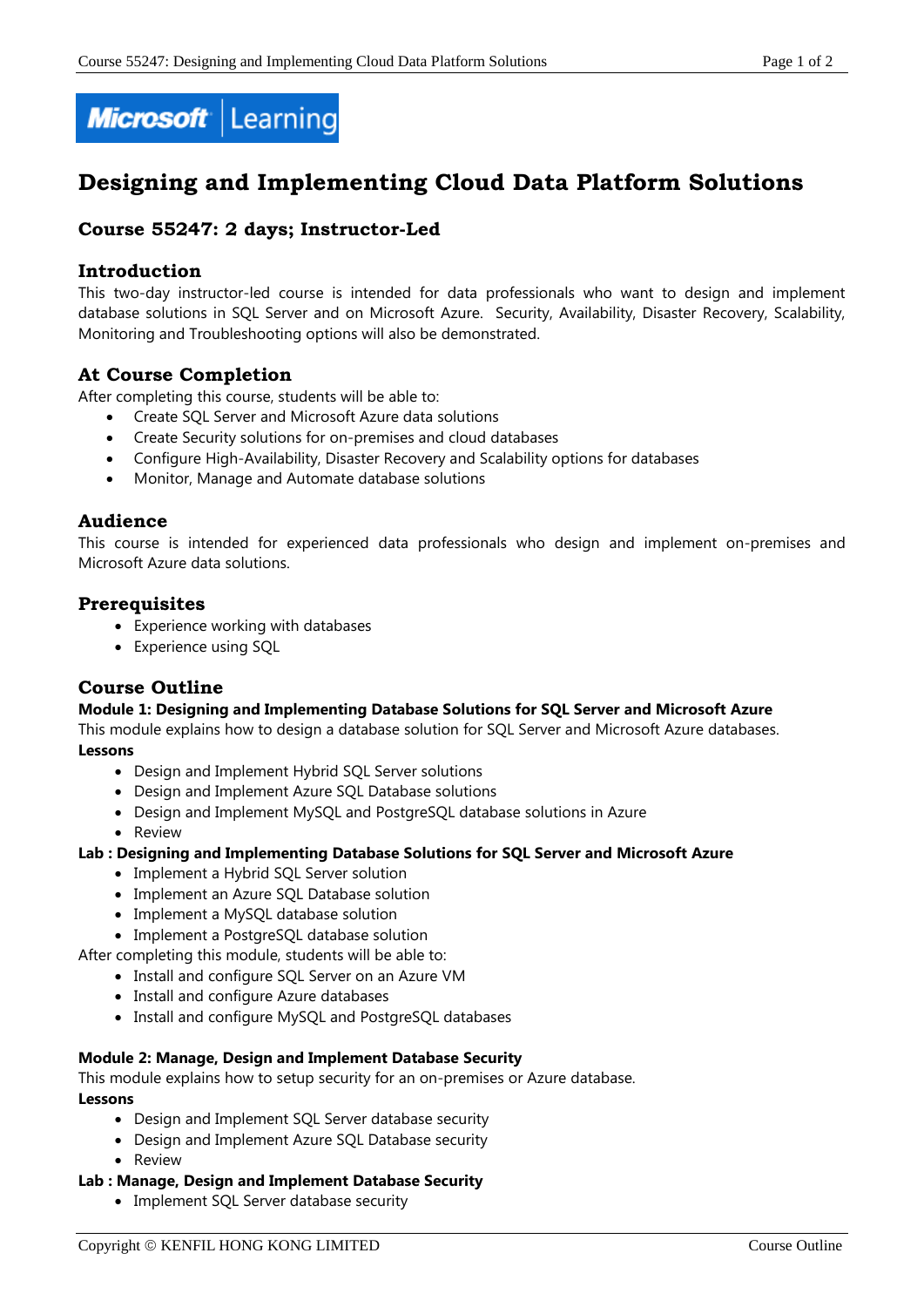# Designing and Implementing Cloud Data Platform Solutions

## Course 55247: 2 days; Instructor-Led

### Introduction

This two-day instructor-led course is intended for data professionals who want to design and implement database solutions in SQL Server and on Microsoft Azure. Security, Availability, Disaster Recovery, Scalability, Monitoring and Troubleshooting options will also be demonstrated.

### At Course Completion

After completing this course, students will be able to:

- Create SQL Server and Microsoft Azure data solutions
- Create Security solutions for on-premises and cloud databases
- Configure High-Availability, Disaster Recovery and Scalability options for databases
- Monitor, Manage and Automate database solutions

### Audience

This course is intended for experienced data professionals who design and implement on-premises and Microsoft Azure data solutions.

### Prerequisites

- Experience working with databases
- Experience using SQL

### Course Outline

**Module 1: Designing and Implementing Database Solutions for SQL Server and Microsoft Azure**

This module explains how to design a database solution for SQL Server and Microsoft Azure databases.

**Lessons**

- Design and Implement Hybrid SQL Server solutions
- Design and Implement Azure SQL Database solutions
- Design and Implement MySQL and PostgreSQL database solutions in Azure
- Review

**Lab : Designing and Implementing Database Solutions for SQL Server and Microsoft Azure**

- Implement a Hybrid SQL Server solution
- Implement an Azure SQL Database solution
- Implement a MySQL database solution
- Implement a PostgreSQL database solution

After completing this module, students will be able to:

- Install and configure SQL Server on an Azure VM
- Install and configure Azure databases
- Install and configure MySQL and PostgreSQL databases

**Module 2: Manage, Design and Implement Database Security**

This module explains how to setup security for an on-premises or Azure database.

**Lessons**

- Design and Implement SQL Server database security
- Design and Implement Azure SQL Database security
- Review

**Lab : Manage, Design and Implement Database Security**

- Implement SQL Server database security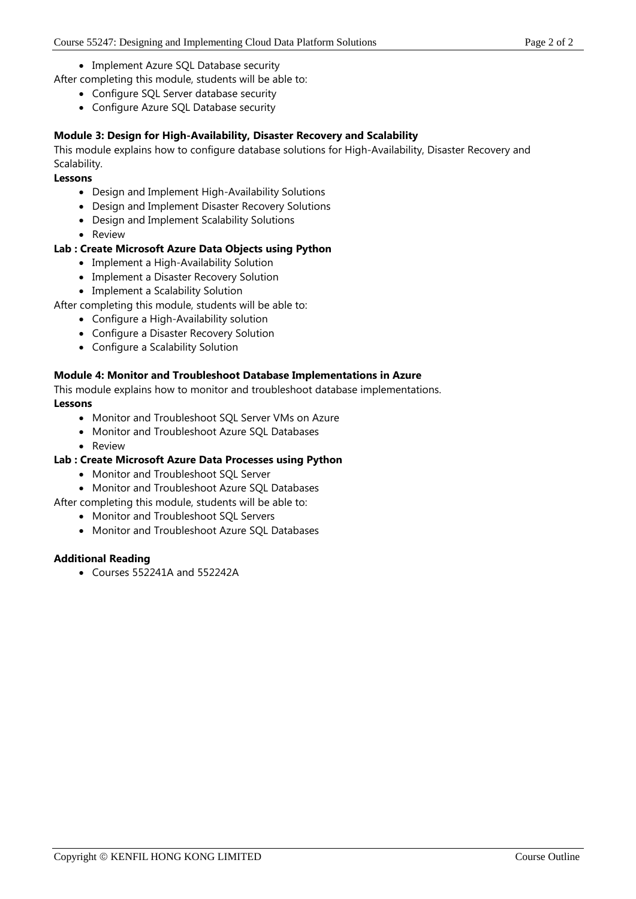- Implement Azure SQL Database security

After completing this module, students will be able to:

- Configure SQL Server database security
- Configure Azure SQL Database security

**Module 3: Design for High-Availability, Disaster Recovery and Scalability**

This module explains how to configure database solutions for High-Availability, Disaster Recovery and Scalability.

**Lessons**

- Design and Implement High-Availability Solutions
- Design and Implement Disaster Recovery Solutions
- Design and Implement Scalability Solutions
- Review

**Lab : Create Microsoft Azure Data Objects using Python**

- Implement a High-Availability Solution
- Implement a Disaster Recovery Solution
- Implement a Scalability Solution

After completing this module, students will be able to:

- Configure a High-Availability solution
- Configure a Disaster Recovery Solution
- Configure a Scalability Solution

**Module 4: Monitor and Troubleshoot Database Implementations in Azure**

This module explains how to monitor and troubleshoot database implementations.

**Lessons**

- Monitor and Troubleshoot SQL Server VMs on Azure
- Monitor and Troubleshoot Azure SQL Databases
- Review

**Lab : Create Microsoft Azure Data Processes using Python**

- Monitor and Troubleshoot SQL Server
- Monitor and Troubleshoot Azure SQL Databases

After completing this module, students will be able to:

- Monitor and Troubleshoot SQL Servers
- Monitor and Troubleshoot Azure SQL Databases

**Additional Reading**

- Courses 552241A and 552242A